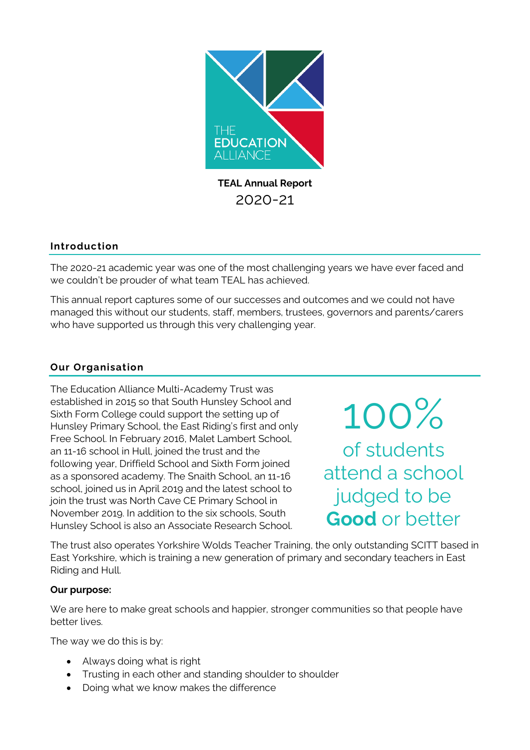THE EDUCATION ALLIANCE

# TEAL Annual Report
2020-21

## Introduction

The 2020-21 academic year was one of the most challenging years we have ever faced and we couldn't be prouder of what team TEAL has achieved.

This annual report captures some of our successes and outcomes and we could not have managed this without our students, staff, members, trustees, governors and parents/carers who have supported us through this very challenging year.

## Our Organisation

The Education Alliance Multi-Academy Trust was established in 2015 so that South Hunsley School and Sixth Form College could support the setting up of Hunsley Primary School, the East Riding's first and only Free School. In February 2016, Malet Lambert School, an 11-16 school in Hull, joined the trust and the following year, Driffield School and Sixth Form joined as a sponsored academy. The Snaith School, an 11-16 school, joined us in April 2019 and the latest school to join the trust was North Cave CE Primary School in November 2019. In addition to the six schools, South Hunsley School is also an Associate Research School.

100% of students attend a school judged to be **Good** or better

The trust also operates Yorkshire Wolds Teacher Training, the only outstanding SCITT based in East Yorkshire, which is training a new generation of primary and secondary teachers in East Riding and Hull.

**Our purpose:**

We are here to make great schools and happier, stronger communities so that people have better lives.

The way we do this is by:

- Always doing what is right
- Trusting in each other and standing shoulder to shoulder
- Doing what we know makes the difference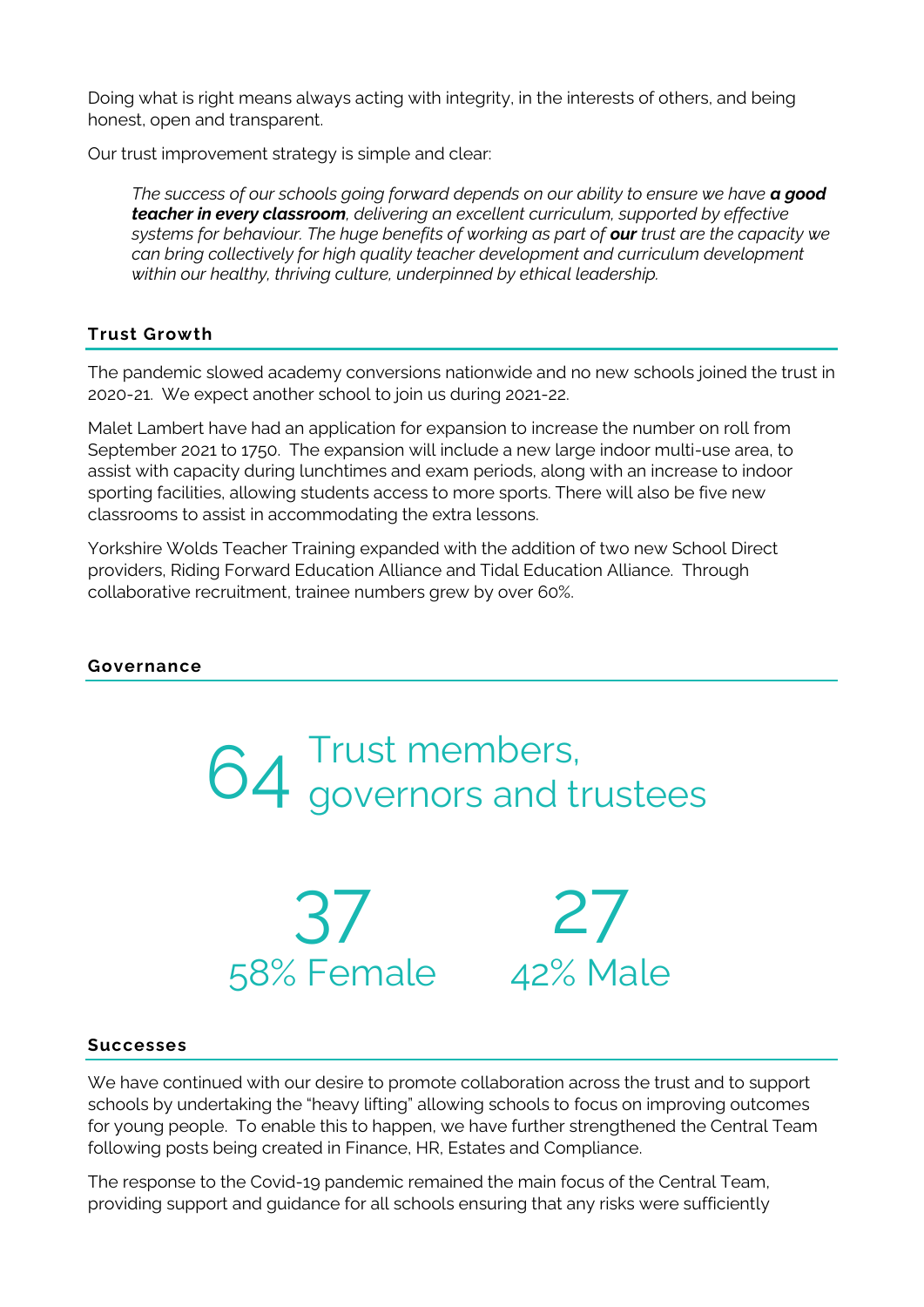Doing what is right means always acting with integrity, in the interests of others, and being honest, open and transparent.

Our trust improvement strategy is simple and clear:

> *The success of our schools going forward depends on our ability to ensure we have* ***a good teacher in every classroom****, delivering an excellent curriculum, supported by effective systems for behaviour. The huge benefits of working as part of* ***our*** *trust are the capacity we can bring collectively for high quality teacher development and curriculum development within our healthy, thriving culture, underpinned by ethical leadership.*

## Trust Growth

The pandemic slowed academy conversions nationwide and no new schools joined the trust in 2020-21. We expect another school to join us during 2021-22.

Malet Lambert have had an application for expansion to increase the number on roll from September 2021 to 1750. The expansion will include a new large indoor multi-use area, to assist with capacity during lunchtimes and exam periods, along with an increase to indoor sporting facilities, allowing students access to more sports. There will also be five new classrooms to assist in accommodating the extra lessons.

Yorkshire Wolds Teacher Training expanded with the addition of two new School Direct providers, Riding Forward Education Alliance and Tidal Education Alliance. Through collaborative recruitment, trainee numbers grew by over 60%.

## Governance

**64** Trust members, governors and trustees

**37**
58% Female

**27**
42% Male

## Successes

We have continued with our desire to promote collaboration across the trust and to support schools by undertaking the "heavy lifting" allowing schools to focus on improving outcomes for young people. To enable this to happen, we have further strengthened the Central Team following posts being created in Finance, HR, Estates and Compliance.

The response to the Covid-19 pandemic remained the main focus of the Central Team, providing support and guidance for all schools ensuring that any risks were sufficiently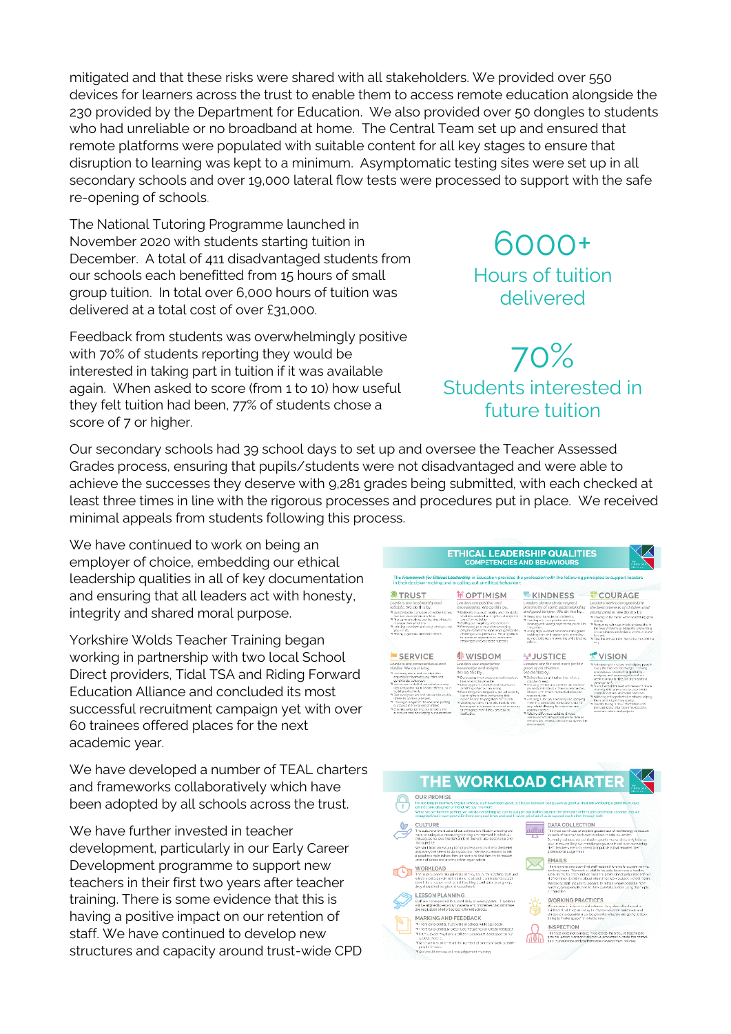mitigated and that these risks were shared with all stakeholders. We provided over 550 devices for learners across the trust to enable them to access remote education alongside the 230 provided by the Department for Education. We also provided over 50 dongles to students who had unreliable or no broadband at home. The Central Team set up and ensured that remote platforms were populated with suitable content for all key stages to ensure that disruption to learning was kept to a minimum. Asymptomatic testing sites were set up in all secondary schools and over 19,000 lateral flow tests were processed to support with the safe re-opening of schools.

The National Tutoring Programme launched in November 2020 with students starting tuition in December. A total of 411 disadvantaged students from our schools each benefitted from 15 hours of small group tuition. In total over 6,000 hours of tuition was delivered at a total cost of over £31,000.

**6000+**
Hours of tuition delivered

Feedback from students was overwhelmingly positive with 70% of students reporting they would be interested in taking part in tuition if it was available again. When asked to score (from 1 to 10) how useful they felt tuition had been, 77% of students chose a score of 7 or higher.

**70%**
Students interested in future tuition

Our secondary schools had 39 school days to set up and oversee the Teacher Assessed Grades process, ensuring that pupils/students were not disadvantaged and were able to achieve the successes they deserve with 9,281 grades being submitted, with each checked at least three times in line with the rigorous processes and procedures put in place. We received minimal appeals from students following this process.

We have continued to work on being an employer of choice, embedding our ethical leadership qualities in all of key documentation and ensuring that all leaders act with honesty, integrity and shared moral purpose.

Yorkshire Wolds Teacher Training began working in partnership with two local School Direct providers, Tidal TSA and Riding Forward Education Alliance and concluded its most successful recruitment campaign yet with over 60 trainees offered places for the next academic year.

We have developed a number of TEAL charters and frameworks collaboratively which have been adopted by all schools across the trust.

We have further invested in teacher development, particularly in our Early Career Development programme to support new teachers in their first two years after teacher training. There is some evidence that this is having a positive impact on our retention of staff. We have continued to develop new structures and capacity around trust-wide CPD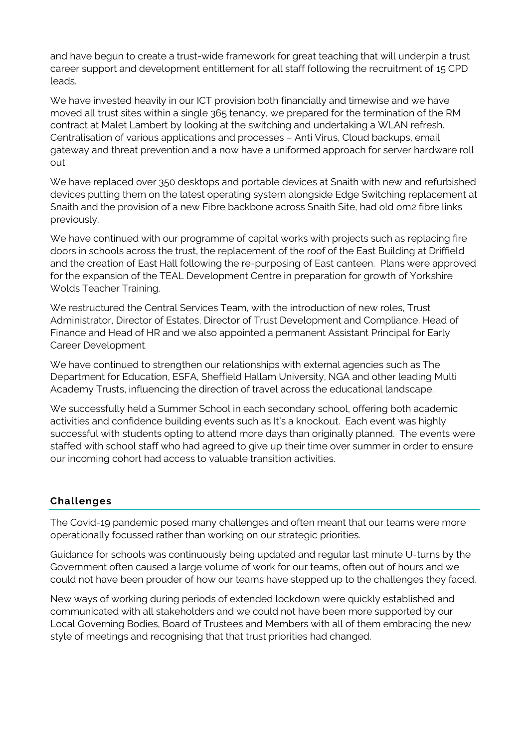and have begun to create a trust-wide framework for great teaching that will underpin a trust career support and development entitlement for all staff following the recruitment of 15 CPD leads.

We have invested heavily in our ICT provision both financially and timewise and we have moved all trust sites within a single 365 tenancy, we prepared for the termination of the RM contract at Malet Lambert by looking at the switching and undertaking a WLAN refresh. Centralisation of various applications and processes – Anti Virus, Cloud backups, email gateway and threat prevention and a now have a uniformed approach for server hardware roll out

We have replaced over 350 desktops and portable devices at Snaith with new and refurbished devices putting them on the latest operating system alongside Edge Switching replacement at Snaith and the provision of a new Fibre backbone across Snaith Site, had old om2 fibre links previously.

We have continued with our programme of capital works with projects such as replacing fire doors in schools across the trust, the replacement of the roof of the East Building at Driffield and the creation of East Hall following the re-purposing of East canteen. Plans were approved for the expansion of the TEAL Development Centre in preparation for growth of Yorkshire Wolds Teacher Training.

We restructured the Central Services Team, with the introduction of new roles, Trust Administrator, Director of Estates, Director of Trust Development and Compliance, Head of Finance and Head of HR and we also appointed a permanent Assistant Principal for Early Career Development.

We have continued to strengthen our relationships with external agencies such as The Department for Education, ESFA, Sheffield Hallam University, NGA and other leading Multi Academy Trusts, influencing the direction of travel across the educational landscape.

We successfully held a Summer School in each secondary school, offering both academic activities and confidence building events such as It's a knockout. Each event was highly successful with students opting to attend more days than originally planned. The events were staffed with school staff who had agreed to give up their time over summer in order to ensure our incoming cohort had access to valuable transition activities.

## Challenges

The Covid-19 pandemic posed many challenges and often meant that our teams were more operationally focussed rather than working on our strategic priorities.

Guidance for schools was continuously being updated and regular last minute U-turns by the Government often caused a large volume of work for our teams, often out of hours and we could not have been prouder of how our teams have stepped up to the challenges they faced.

New ways of working during periods of extended lockdown were quickly established and communicated with all stakeholders and we could not have been more supported by our Local Governing Bodies, Board of Trustees and Members with all of them embracing the new style of meetings and recognising that that trust priorities had changed.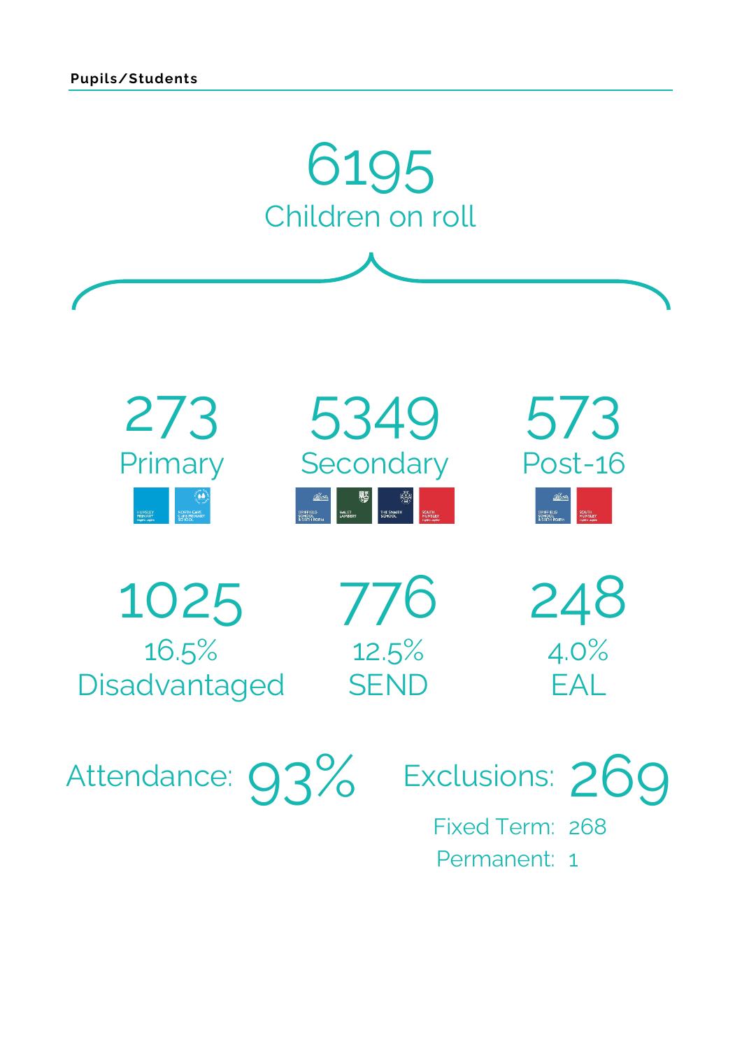**Pupils/Students**

# 6195
Children on roll

**273**
Primary

**5349**
Secondary

**573**
Post-16

**1025**
16.5%
Disadvantaged

**776**
12.5%
SEND

**248**
4.0%
EAL

Attendance: **93%**

Exclusions: **269**

Fixed Term: 268

Permanent: 1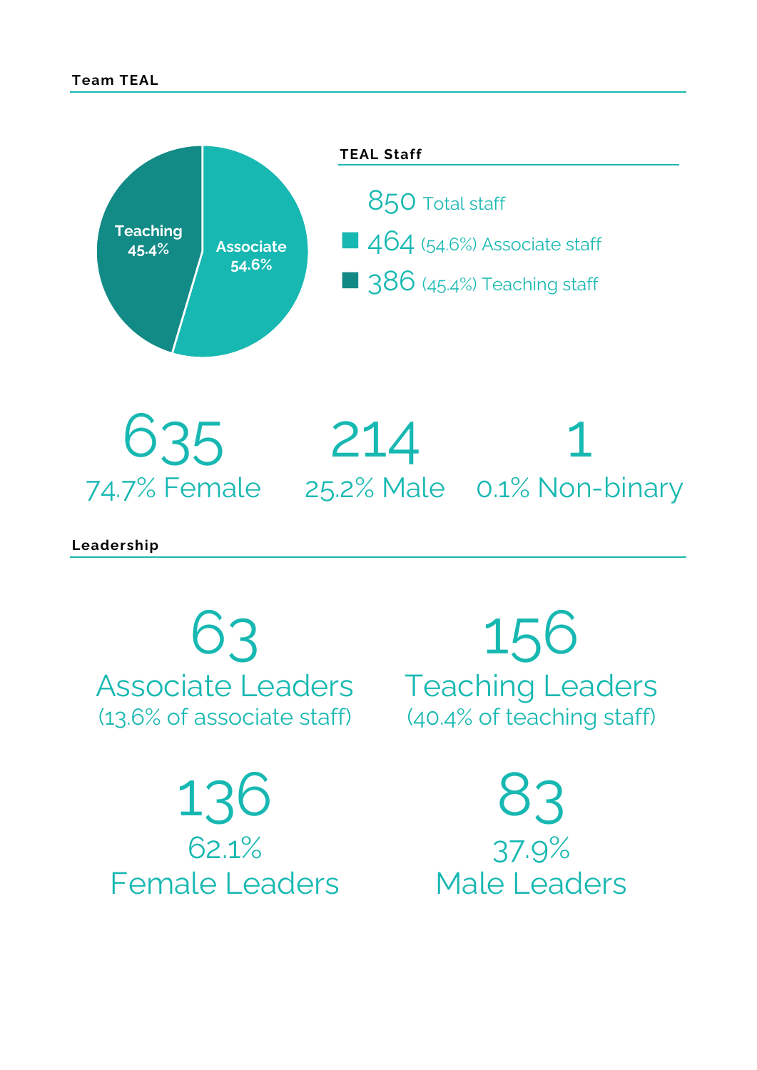## Team TEAL

Teaching 45.4%

Associate 54.6%

### TEAL Staff

850 Total staff

464 (54.6%) Associate staff

386 (45.4%) Teaching staff

635
74.7% Female

214
25.2% Male

1
0.1% Non-binary

## Leadership

63
Associate Leaders
(13.6% of associate staff)

156
Teaching Leaders
(40.4% of teaching staff)

136
62.1%
Female Leaders

83
37.9%
Male Leaders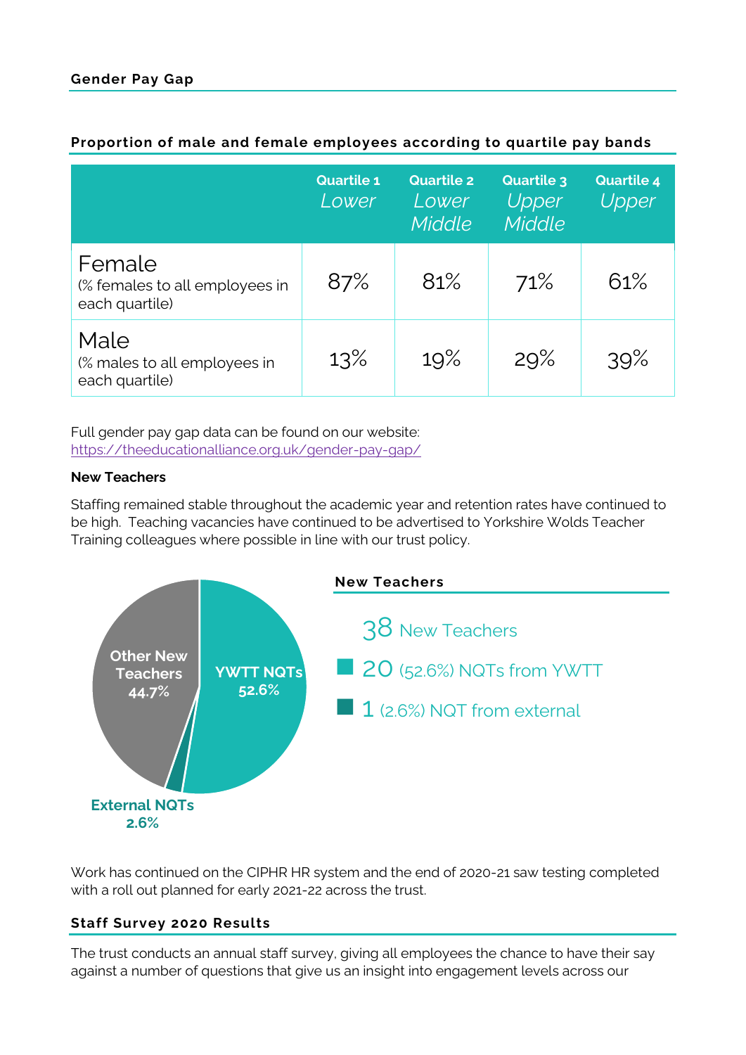## Gender Pay Gap

### Proportion of male and female employees according to quartile pay bands

| | Quartile 1 *Lower* | Quartile 2 *Lower Middle* | Quartile 3 *Upper Middle* | Quartile 4 *Upper* |
|---|---|---|---|---|
| Female (% females to all employees in each quartile) | 87% | 81% | 71% | 61% |
| Male (% males to all employees in each quartile) | 13% | 19% | 29% | 39% |

Full gender pay gap data can be found on our website: [https://theeducationalalliance.org.uk/gender-pay-gap/](https://theeducationalalliance.org.uk/gender-pay-gap/)

**New Teachers**

Staffing remained stable throughout the academic year and retention rates have continued to be high. Teaching vacancies have continued to be advertised to Yorkshire Wolds Teacher Training colleagues where possible in line with our trust policy.

Other New Teachers 44.7%

YWTT NQTs 52.6%

External NQTs 2.6%

### New Teachers

38 New Teachers

- 20 (52.6%) NQTs from YWTT
- 1 (2.6%) NQT from external

Work has continued on the CIPHR HR system and the end of 2020-21 saw testing completed with a roll out planned for early 2021-22 across the trust.

### Staff Survey 2020 Results

The trust conducts an annual staff survey, giving all employees the chance to have their say against a number of questions that give us an insight into engagement levels across our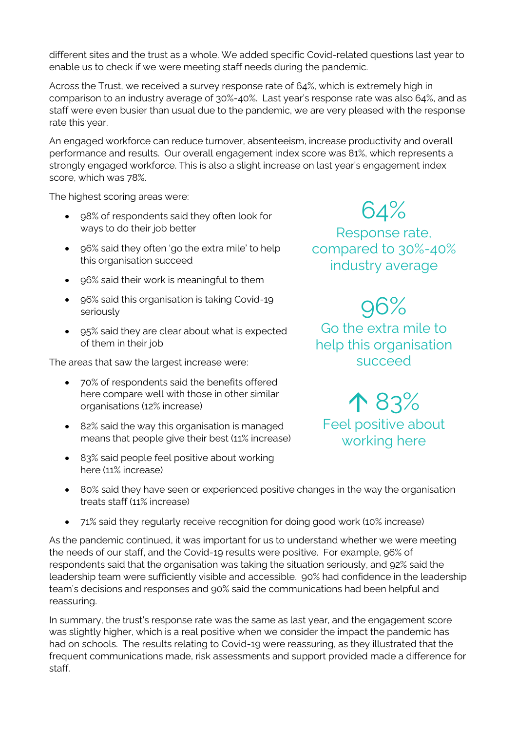different sites and the trust as a whole. We added specific Covid-related questions last year to enable us to check if we were meeting staff needs during the pandemic.

Across the Trust, we received a survey response rate of 64%, which is extremely high in comparison to an industry average of 30%-40%. Last year's response rate was also 64%, and as staff were even busier than usual due to the pandemic, we are very pleased with the response rate this year.

An engaged workforce can reduce turnover, absenteeism, increase productivity and overall performance and results. Our overall engagement index score was 81%, which represents a strongly engaged workforce. This is also a slight increase on last year's engagement index score, which was 78%.

The highest scoring areas were:

- 98% of respondents said they often look for ways to do their job better
- 96% said they often 'go the extra mile' to help this organisation succeed
- 96% said their work is meaningful to them
- 96% said this organisation is taking Covid-19 seriously
- 95% said they are clear about what is expected of them in their job

The areas that saw the largest increase were:

- 70% of respondents said the benefits offered here compare well with those in other similar organisations (12% increase)
- 82% said the way this organisation is managed means that people give their best (11% increase)
- 83% said people feel positive about working here (11% increase)
- 80% said they have seen or experienced positive changes in the way the organisation treats staff (11% increase)
- 71% said they regularly receive recognition for doing good work (10% increase)

64%
Response rate, compared to 30%-40% industry average

96%
Go the extra mile to help this organisation succeed

↑ 83%
Feel positive about working here

As the pandemic continued, it was important for us to understand whether we were meeting the needs of our staff, and the Covid-19 results were positive. For example, 96% of respondents said that the organisation was taking the situation seriously, and 92% said the leadership team were sufficiently visible and accessible. 90% had confidence in the leadership team's decisions and responses and 90% said the communications had been helpful and reassuring.

In summary, the trust's response rate was the same as last year, and the engagement score was slightly higher, which is a real positive when we consider the impact the pandemic has had on schools. The results relating to Covid-19 were reassuring, as they illustrated that the frequent communications made, risk assessments and support provided made a difference for staff.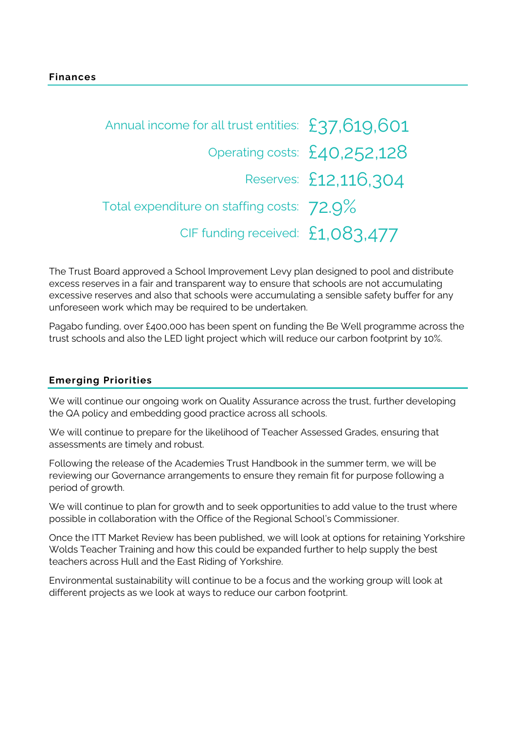## Finances

Annual income for all trust entities: £37,619,601

Operating costs: £40,252,128

Reserves: £12,116,304

Total expenditure on staffing costs: 72.9%

CIF funding received: £1,083,477

The Trust Board approved a School Improvement Levy plan designed to pool and distribute excess reserves in a fair and transparent way to ensure that schools are not accumulating excessive reserves and also that schools were accumulating a sensible safety buffer for any unforeseen work which may be required to be undertaken.

Pagabo funding, over £400,000 has been spent on funding the Be Well programme across the trust schools and also the LED light project which will reduce our carbon footprint by 10%.

## Emerging Priorities

We will continue our ongoing work on Quality Assurance across the trust, further developing the QA policy and embedding good practice across all schools.

We will continue to prepare for the likelihood of Teacher Assessed Grades, ensuring that assessments are timely and robust.

Following the release of the Academies Trust Handbook in the summer term, we will be reviewing our Governance arrangements to ensure they remain fit for purpose following a period of growth.

We will continue to plan for growth and to seek opportunities to add value to the trust where possible in collaboration with the Office of the Regional School's Commissioner.

Once the ITT Market Review has been published, we will look at options for retaining Yorkshire Wolds Teacher Training and how this could be expanded further to help supply the best teachers across Hull and the East Riding of Yorkshire.

Environmental sustainability will continue to be a focus and the working group will look at different projects as we look at ways to reduce our carbon footprint.